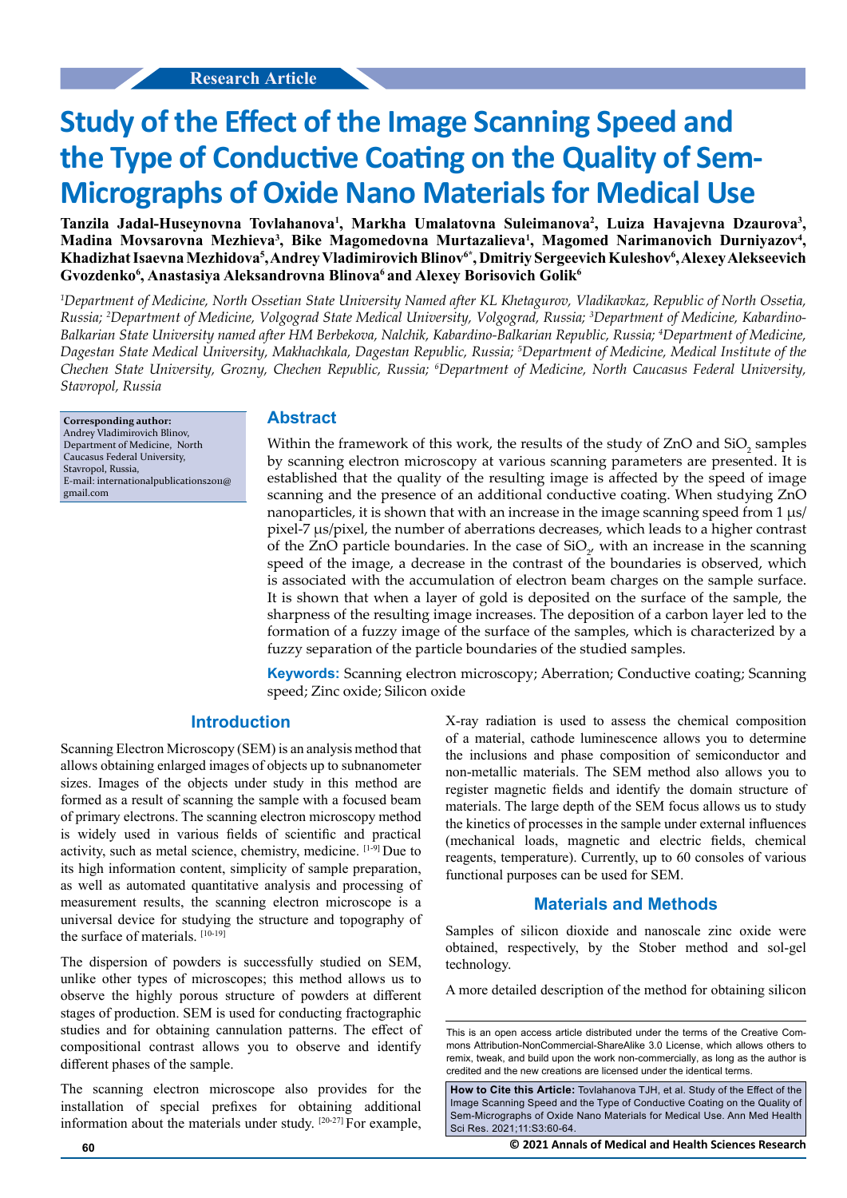Research Article

# Study of the Effect of the Image Scanning Speed and the Type of Conductive Coating on the Quality of Sem-Micrographs of Oxide Nano Materials for Medical Use

**Tanzila Jadal-Huseynovna Tovlahanova[1], Markha Umalatovna Suleimanova[2], Luiza Havajevna Dzaurova[3], Madina Movsarovna Mezhieva[3], Bike Magomedovna Murtazalieva[1], Magomed Narimanovich Durniyazov[4], Khadizhat Isaevna Mezhidova[5], Andrey Vladimirovich Blinov[6*], Dmitriy Sergeevich Kuleshov[6], Alexey Alekseevich Gvozdenko[6], Anastasiya Aleksandrovna Blinova[6] and Alexey Borisovich Golik[6]**

*[1]Department of Medicine, North Ossetian State University Named after KL Khetagurov, Vladikavkaz, Republic of North Ossetia, Russia; [2]Department of Medicine, Volgograd State Medical University, Volgograd, Russia; [3]Department of Medicine, Kabardino-Balkarian State University named after HM Berbekova, Nalchik, Kabardino-Balkarian Republic, Russia; [4]Department of Medicine, Dagestan State Medical University, Makhachkala, Dagestan Republic, Russia; [5]Department of Medicine, Medical Institute of the Chechen State University, Grozny, Chechen Republic, Russia; [6]Department of Medicine, North Caucasus Federal University, Stavropol, Russia*

**Corresponding author:** Andrey Vladimirovich Blinov, Department of Medicine, North Caucasus Federal University, Stavropol, Russia, E-mail: internationalpublications2011@gmail.com

## Abstract

Within the framework of this work, the results of the study of ZnO and $SiO_2$ samples by scanning electron microscopy at various scanning parameters are presented. It is established that the quality of the resulting image is affected by the speed of image scanning and the presence of an additional conductive coating. When studying ZnO nanoparticles, it is shown that with an increase in the image scanning speed from 1 μs/pixel-7 μs/pixel, the number of aberrations decreases, which leads to a higher contrast of the ZnO particle boundaries. In the case of $SiO_2$, with an increase in the scanning speed of the image, a decrease in the contrast of the boundaries is observed, which is associated with the accumulation of electron beam charges on the sample surface. It is shown that when a layer of gold is deposited on the surface of the sample, the sharpness of the resulting image increases. The deposition of a carbon layer led to the formation of a fuzzy image of the surface of the samples, which is characterized by a fuzzy separation of the particle boundaries of the studied samples.

**Keywords:** Scanning electron microscopy; Aberration; Conductive coating; Scanning speed; Zinc oxide; Silicon oxide

## Introduction

Scanning Electron Microscopy (SEM) is an analysis method that allows obtaining enlarged images of objects up to subnanometer sizes. Images of the objects under study in this method are formed as a result of scanning the sample with a focused beam of primary electrons. The scanning electron microscopy method is widely used in various fields of scientific and practical activity, such as metal science, chemistry, medicine. [1-9] Due to its high information content, simplicity of sample preparation, as well as automated quantitative analysis and processing of measurement results, the scanning electron microscope is a universal device for studying the structure and topography of the surface of materials. [10-19]

The dispersion of powders is successfully studied on SEM, unlike other types of microscopes; this method allows us to observe the highly porous structure of powders at different stages of production. SEM is used for conducting fractographic studies and for obtaining cannulation patterns. The effect of compositional contrast allows you to observe and identify different phases of the sample.

The scanning electron microscope also provides for the installation of special prefixes for obtaining additional information about the materials under study. [20-27] For example, X-ray radiation is used to assess the chemical composition of a material, cathode luminescence allows you to determine the inclusions and phase composition of semiconductor and non-metallic materials. The SEM method also allows you to register magnetic fields and identify the domain structure of materials. The large depth of the SEM focus allows us to study the kinetics of processes in the sample under external influences (mechanical loads, magnetic and electric fields, chemical reagents, temperature). Currently, up to 60 consoles of various functional purposes can be used for SEM.

## Materials and Methods

Samples of silicon dioxide and nanoscale zinc oxide were obtained, respectively, by the Stober method and sol-gel technology.

A more detailed description of the method for obtaining silicon

This is an open access article distributed under the terms of the Creative Commons Attribution-NonCommercial-ShareAlike 3.0 License, which allows others to remix, tweak, and build upon the work non-commercially, as long as the author is credited and the new creations are licensed under the identical terms.

**How to Cite this Article:** Tovlahanova TJH, et al. Study of the Effect of the Image Scanning Speed and the Type of Conductive Coating on the Quality of Sem-Micrographs of Oxide Nano Materials for Medical Use. Ann Med Health Sci Res. 2021;11:S3:60-64.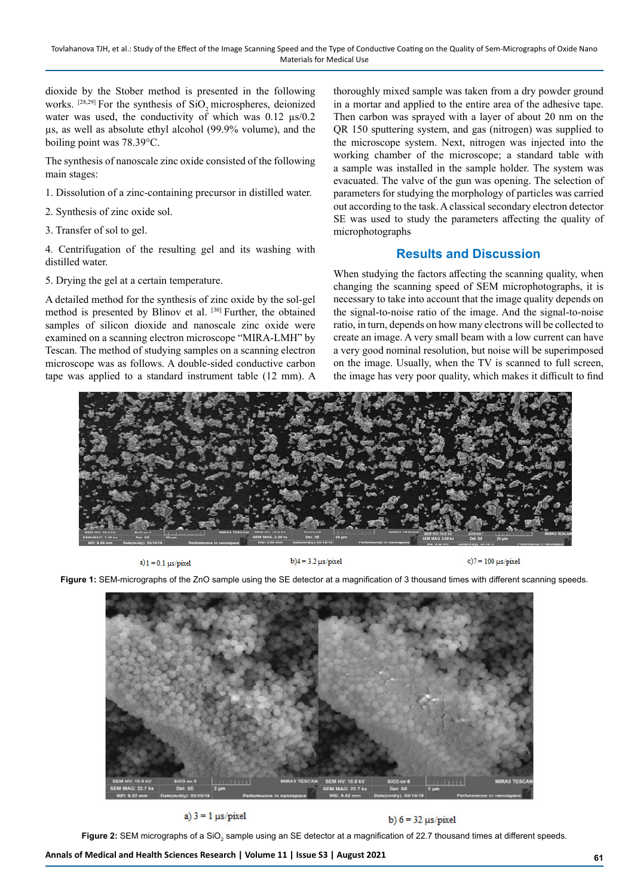dioxide by the Stober method is presented in the following works. [28,29] For the synthesis of $SiO_2$ microspheres, deionized water was used, the conductivity of which was 0.12 µs/0.2 µs, as well as absolute ethyl alcohol (99.9% volume), and the boiling point was 78.39°C.

The synthesis of nanoscale zinc oxide consisted of the following main stages:

1. Dissolution of a zinc-containing precursor in distilled water.

2. Synthesis of zinc oxide sol.

3. Transfer of sol to gel.

4. Centrifugation of the resulting gel and its washing with distilled water.

5. Drying the gel at a certain temperature.

A detailed method for the synthesis of zinc oxide by the sol-gel method is presented by Blinov et al. [30] Further, the obtained samples of silicon dioxide and nanoscale zinc oxide were examined on a scanning electron microscope "MIRA-LMH" by Tescan. The method of studying samples on a scanning electron microscope was as follows. A double-sided conductive carbon tape was applied to a standard instrument table (12 mm). A thoroughly mixed sample was taken from a dry powder ground in a mortar and applied to the entire area of the adhesive tape. Then carbon was sprayed with a layer of about 20 nm on the QR 150 sputtering system, and gas (nitrogen) was supplied to the microscope system. Next, nitrogen was injected into the working chamber of the microscope; a standard table with a sample was installed in the sample holder. The system was evacuated. The valve of the gun was opening. The selection of parameters for studying the morphology of particles was carried out according to the task. A classical secondary electron detector SE was used to study the parameters affecting the quality of microphotographs

## Results and Discussion

When studying the factors affecting the scanning quality, when changing the scanning speed of SEM microphotographs, it is necessary to take into account that the image quality depends on the signal-to-noise ratio of the image. And the signal-to-noise ratio, in turn, depends on how many electrons will be collected to create an image. A very small beam with a low current can have a very good nominal resolution, but noise will be superimposed on the image. Usually, when the TV is scanned to full screen, the image has very poor quality, which makes it difficult to find

a) 1 = 0.1 µs/pixel  b) 4 = 3.2 µs/pixel  c) 7 = 100 µs/pixel

**Figure 1:** SEM-micrographs of the ZnO sample using the SE detector at a magnification of 3 thousand times with different scanning speeds.

a) 3 = 1 µs/pixel  b) 6 = 32 µs/pixel

**Figure 2:** SEM micrographs of a $SiO_2$ sample using an SE detector at a magnification of 22.7 thousand times at different speeds.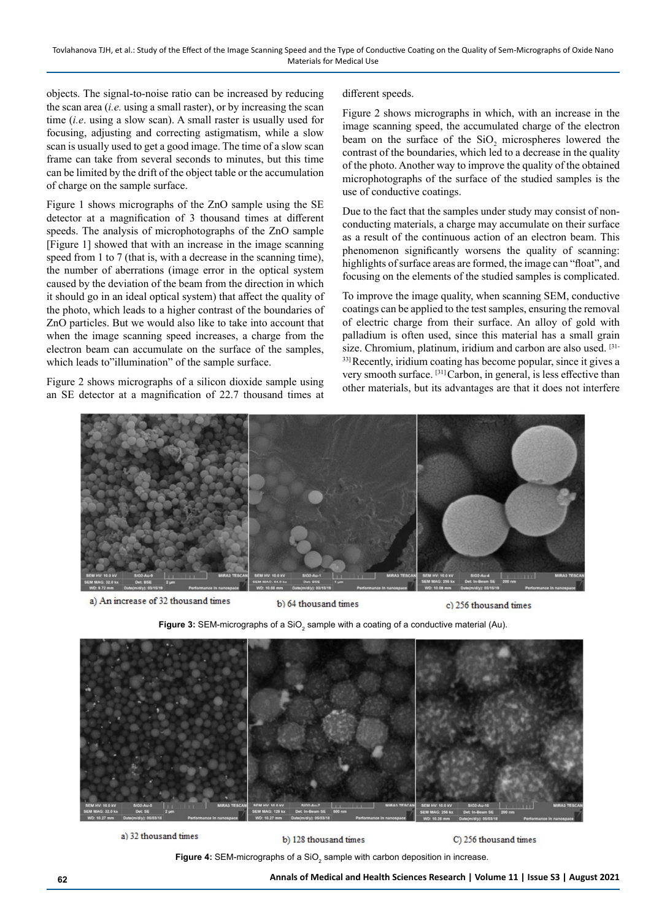objects. The signal-to-noise ratio can be increased by reducing the scan area (*i.e.* using a small raster), or by increasing the scan time (*i.e*. using a slow scan). A small raster is usually used for focusing, adjusting and correcting astigmatism, while a slow scan is usually used to get a good image. The time of a slow scan frame can take from several seconds to minutes, but this time can be limited by the drift of the object table or the accumulation of charge on the sample surface.

Figure 1 shows micrographs of the ZnO sample using the SE detector at a magnification of 3 thousand times at different speeds. The analysis of microphotographs of the ZnO sample [Figure 1] showed that with an increase in the image scanning speed from 1 to 7 (that is, with a decrease in the scanning time), the number of aberrations (image error in the optical system caused by the deviation of the beam from the direction in which it should go in an ideal optical system) that affect the quality of the photo, which leads to a higher contrast of the boundaries of ZnO particles. But we would also like to take into account that when the image scanning speed increases, a charge from the electron beam can accumulate on the surface of the samples, which leads to"illumination" of the sample surface.

Figure 2 shows micrographs of a silicon dioxide sample using an SE detector at a magnification of 22.7 thousand times at different speeds.

Figure 2 shows micrographs in which, with an increase in the image scanning speed, the accumulated charge of the electron beam on the surface of the $SiO_2$ microspheres lowered the contrast of the boundaries, which led to a decrease in the quality of the photo. Another way to improve the quality of the obtained microphotographs of the surface of the studied samples is the use of conductive coatings.

Due to the fact that the samples under study may consist of non-conducting materials, a charge may accumulate on their surface as a result of the continuous action of an electron beam. This phenomenon significantly worsens the quality of scanning: highlights of surface areas are formed, the image can "float", and focusing on the elements of the studied samples is complicated.

To improve the image quality, when scanning SEM, conductive coatings can be applied to the test samples, ensuring the removal of electric charge from their surface. An alloy of gold with palladium is often used, since this material has a small grain size. Chromium, platinum, iridium and carbon are also used. [31-33] Recently, iridium coating has become popular, since it gives a very smooth surface. [31] Carbon, in general, is less effective than other materials, but its advantages are that it does not interfere

a) An increase of 32 thousand times b) 64 thousand times c) 256 thousand times

**Figure 3:** SEM-micrographs of a $SiO_2$ sample with a coating of a conductive material (Au).

a) 32 thousand times b) 128 thousand times C) 256 thousand times

**Figure 4:** SEM-micrographs of a $SiO_2$ sample with carbon deposition in increase.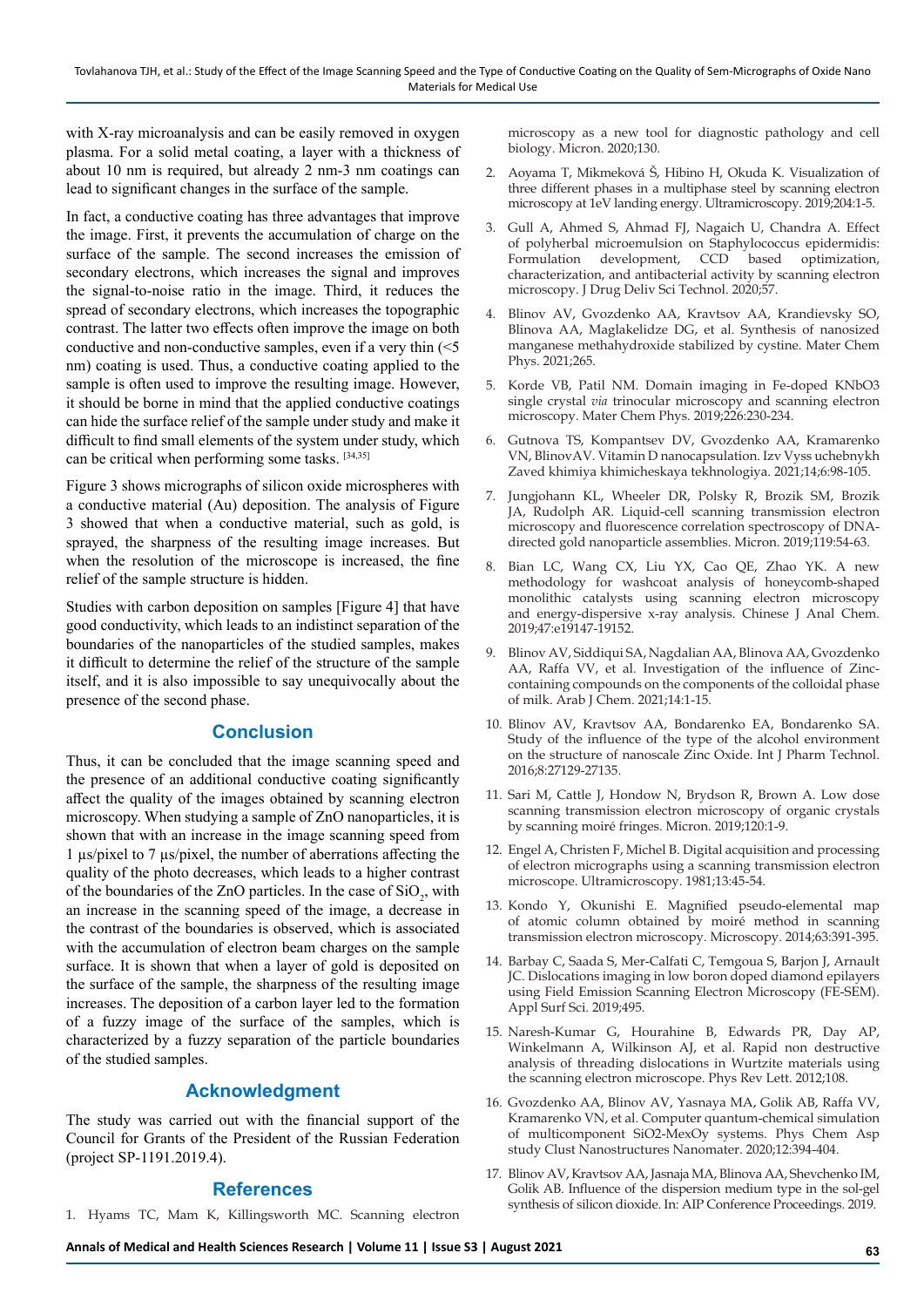with X-ray microanalysis and can be easily removed in oxygen plasma. For a solid metal coating, a layer with a thickness of about 10 nm is required, but already 2 nm-3 nm coatings can lead to significant changes in the surface of the sample.

In fact, a conductive coating has three advantages that improve the image. First, it prevents the accumulation of charge on the surface of the sample. The second increases the emission of secondary electrons, which increases the signal and improves the signal-to-noise ratio in the image. Third, it reduces the spread of secondary electrons, which increases the topographic contrast. The latter two effects often improve the image on both conductive and non-conductive samples, even if a very thin (<5 nm) coating is used. Thus, a conductive coating applied to the sample is often used to improve the resulting image. However, it should be borne in mind that the applied conductive coatings can hide the surface relief of the sample under study and make it difficult to find small elements of the system under study, which can be critical when performing some tasks. [34,35]

Figure 3 shows micrographs of silicon oxide microspheres with a conductive material (Au) deposition. The analysis of Figure 3 showed that when a conductive material, such as gold, is sprayed, the sharpness of the resulting image increases. But when the resolution of the microscope is increased, the fine relief of the sample structure is hidden.

Studies with carbon deposition on samples [Figure 4] that have good conductivity, which leads to an indistinct separation of the boundaries of the nanoparticles of the studied samples, makes it difficult to determine the relief of the structure of the sample itself, and it is also impossible to say unequivocally about the presence of the second phase.

## Conclusion

Thus, it can be concluded that the image scanning speed and the presence of an additional conductive coating significantly affect the quality of the images obtained by scanning electron microscopy. When studying a sample of ZnO nanoparticles, it is shown that with an increase in the image scanning speed from 1 µs/pixel to 7 µs/pixel, the number of aberrations affecting the quality of the photo decreases, which leads to a higher contrast of the boundaries of the ZnO particles. In the case of $SiO_2$, with an increase in the scanning speed of the image, a decrease in the contrast of the boundaries is observed, which is associated with the accumulation of electron beam charges on the sample surface. It is shown that when a layer of gold is deposited on the surface of the sample, the sharpness of the resulting image increases. The deposition of a carbon layer led to the formation of a fuzzy image of the surface of the samples, which is characterized by a fuzzy separation of the particle boundaries of the studied samples.

## Acknowledgment

The study was carried out with the financial support of the Council for Grants of the President of the Russian Federation (project SP-1191.2019.4).

## References

1. Hyams TC, Mam K, Killingsworth MC. Scanning electron microscopy as a new tool for diagnostic pathology and cell biology. Micron. 2020;130.
2. Aoyama T, Mikmeková Š, Hibino H, Okuda K. Visualization of three different phases in a multiphase steel by scanning electron microscopy at 1eV landing energy. Ultramicroscopy. 2019;204:1-5.
3. Gull A, Ahmed S, Ahmad FJ, Nagaich U, Chandra A. Effect of polyherbal microemulsion on Staphylococcus epidermidis: Formulation development, CCD based optimization, characterization, and antibacterial activity by scanning electron microscopy. J Drug Deliv Sci Technol. 2020;57.
4. Blinov AV, Gvozdenko AA, Kravtsov AA, Krandievsky SO, Blinova AA, Maglakelidze DG, et al. Synthesis of nanosized manganese methahydroxide stabilized by cystine. Mater Chem Phys. 2021;265.
5. Korde VB, Patil NM. Domain imaging in Fe-doped KNbO3 single crystal *via* trinocular microscopy and scanning electron microscopy. Mater Chem Phys. 2019;226:230-234.
6. Gutnova TS, Kompantsev DV, Gvozdenko AA, Kramarenko VN, BlinovAV. Vitamin D nanocapsulation. Izv Vyss uchebnykh Zaved khimiya khimicheskaya tekhnologiya. 2021;14;6:98-105.
7. Jungjohann KL, Wheeler DR, Polsky R, Brozik SM, Brozik JA, Rudolph AR. Liquid-cell scanning transmission electron microscopy and fluorescence correlation spectroscopy of DNA-directed gold nanoparticle assemblies. Micron. 2019;119:54-63.
8. Bian LC, Wang CX, Liu YX, Cao QE, Zhao YK. A new methodology for washcoat analysis of honeycomb-shaped monolithic catalysts using scanning electron microscopy and energy-dispersive x-ray analysis. Chinese J Anal Chem. 2019;47:e19147-19152.
9. Blinov AV, Siddiqui SA, Nagdalian AA, Blinova AA, Gvozdenko AA, Raffa VV, et al. Investigation of the influence of Zinc-containing compounds on the components of the colloidal phase of milk. Arab J Chem. 2021;14:1-15.
10. Blinov AV, Kravtsov AA, Bondarenko EA, Bondarenko SA. Study of the influence of the type of the alcohol environment on the structure of nanoscale Zinc Oxide. Int J Pharm Technol. 2016;8:27129-27135.
11. Sari M, Cattle J, Hondow N, Brydson R, Brown A. Low dose scanning transmission electron microscopy of organic crystals by scanning moiré fringes. Micron. 2019;120:1-9.
12. Engel A, Christen F, Michel B. Digital acquisition and processing of electron micrographs using a scanning transmission electron microscope. Ultramicroscopy. 1981;13:45-54.
13. Kondo Y, Okunishi E. Magnified pseudo-elemental map of atomic column obtained by moiré method in scanning transmission electron microscopy. Microscopy. 2014;63:391-395.
14. Barbay C, Saada S, Mer-Calfati C, Temgoua S, Barjon J, Arnault JC. Dislocations imaging in low boron doped diamond epilayers using Field Emission Scanning Electron Microscopy (FE-SEM). Appl Surf Sci. 2019;495.
15. Naresh-Kumar G, Hourahine B, Edwards PR, Day AP, Winkelmann A, Wilkinson AJ, et al. Rapid non destructive analysis of threading dislocations in Wurtzite materials using the scanning electron microscope. Phys Rev Lett. 2012;108.
16. Gvozdenko AA, Blinov AV, Yasnaya MA, Golik AB, Raffa VV, Kramarenko VN, et al. Computer quantum-chemical simulation of multicomponent SiO2-MexOy systems. Phys Chem Asp study Clust Nanostructures Nanomater. 2020;12:394-404.
17. Blinov AV, Kravtsov AA, Jasnaja MA, Blinova AA, Shevchenko IM, Golik AB. Influence of the dispersion medium type in the sol-gel synthesis of silicon dioxide. In: AIP Conference Proceedings. 2019.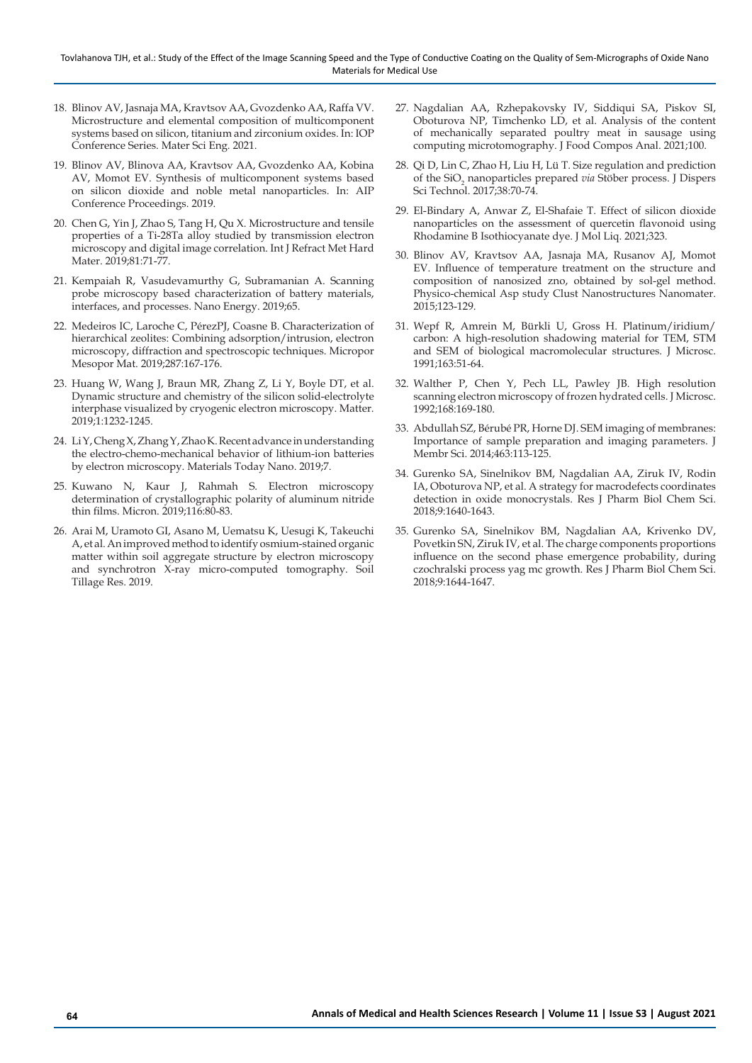18. Blinov AV, Jasnaja MA, Kravtsov AA, Gvozdenko AA, Raffa VV. Microstructure and elemental composition of multicomponent systems based on silicon, titanium and zirconium oxides. In: IOP Conference Series. Mater Sci Eng. 2021.

19. Blinov AV, Blinova AA, Kravtsov AA, Gvozdenko AA, Kobina AV, Momot EV. Synthesis of multicomponent systems based on silicon dioxide and noble metal nanoparticles. In: AIP Conference Proceedings. 2019.

20. Chen G, Yin J, Zhao S, Tang H, Qu X. Microstructure and tensile properties of a Ti-28Ta alloy studied by transmission electron microscopy and digital image correlation. Int J Refract Met Hard Mater. 2019;81:71-77.

21. Kempaiah R, Vasudevamurthy G, Subramanian A. Scanning probe microscopy based characterization of battery materials, interfaces, and processes. Nano Energy. 2019;65.

22. Medeiros IC, Laroche C, PérezPJ, Coasne B. Characterization of hierarchical zeolites: Combining adsorption/intrusion, electron microscopy, diffraction and spectroscopic techniques. Micropor Mesopor Mat. 2019;287:167-176.

23. Huang W, Wang J, Braun MR, Zhang Z, Li Y, Boyle DT, et al. Dynamic structure and chemistry of the silicon solid-electrolyte interphase visualized by cryogenic electron microscopy. Matter. 2019;1:1232-1245.

24. Li Y, Cheng X, Zhang Y, Zhao K. Recent advance in understanding the electro-chemo-mechanical behavior of lithium-ion batteries by electron microscopy. Materials Today Nano. 2019;7.

25. Kuwano N, Kaur J, Rahmah S. Electron microscopy determination of crystallographic polarity of aluminum nitride thin films. Micron. 2019;116:80-83.

26. Arai M, Uramoto GI, Asano M, Uematsu K, Uesugi K, Takeuchi A, et al. An improved method to identify osmium-stained organic matter within soil aggregate structure by electron microscopy and synchrotron X-ray micro-computed tomography. Soil Tillage Res. 2019.

27. Nagdalian AA, Rzhepakovsky IV, Siddiqui SA, Piskov SI, Oboturova NP, Timchenko LD, et al. Analysis of the content of mechanically separated poultry meat in sausage using computing microtomography. J Food Compos Anal. 2021;100.

28. Qi D, Lin C, Zhao H, Liu H, Lü T. Size regulation and prediction of the $SiO_2$ nanoparticles prepared *via* Stöber process. J Dispers Sci Technol. 2017;38:70-74.

29. El-Bindary A, Anwar Z, El-Shafaie T. Effect of silicon dioxide nanoparticles on the assessment of quercetin flavonoid using Rhodamine B Isothiocyanate dye. J Mol Liq. 2021;323.

30. Blinov AV, Kravtsov AA, Jasnaja MA, Rusanov AJ, Momot EV. Influence of temperature treatment on the structure and composition of nanosized zno, obtained by sol-gel method. Physico-chemical Asp study Clust Nanostructures Nanomater. 2015;123-129.

31. Wepf R, Amrein M, Bürkli U, Gross H. Platinum/iridium/carbon: A high-resolution shadowing material for TEM, STM and SEM of biological macromolecular structures. J Microsc. 1991;163:51-64.

32. Walther P, Chen Y, Pech LL, Pawley JB. High resolution scanning electron microscopy of frozen hydrated cells. J Microsc. 1992;168:169-180.

33. Abdullah SZ, Bérubé PR, Horne DJ. SEM imaging of membranes: Importance of sample preparation and imaging parameters. J Membr Sci. 2014;463:113-125.

34. Gurenko SA, Sinelnikov BM, Nagdalian AA, Ziruk IV, Rodin IA, Oboturova NP, et al. A strategy for macrodefects coordinates detection in oxide monocrystals. Res J Pharm Biol Chem Sci. 2018;9:1640-1643.

35. Gurenko SA, Sinelnikov BM, Nagdalian AA, Krivenko DV, Povetkin SN, Ziruk IV, et al. The charge components proportions influence on the second phase emergence probability, during czochralski process yag mc growth. Res J Pharm Biol Chem Sci. 2018;9:1644-1647.